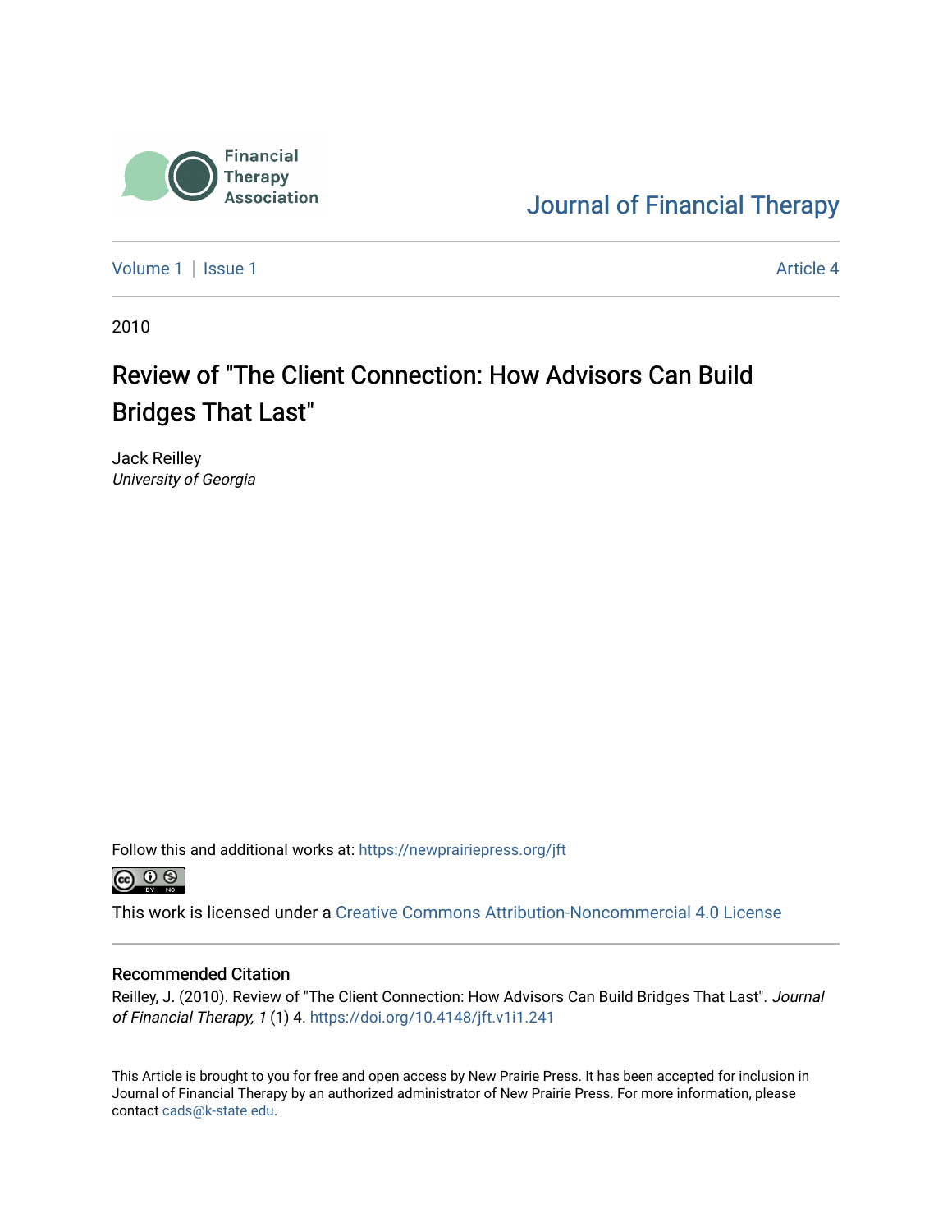Financial Therapy Association

Journal of Financial Therapy

Volume 1 | Issue 1 | Article 4

2010

# Review of "The Client Connection: How Advisors Can Build Bridges That Last"

Jack Reilley
*University of Georgia*

Follow this and additional works at: https://newprairiepress.org/jft

This work is licensed under a Creative Commons Attribution-Noncommercial 4.0 License

## Recommended Citation

Reilley, J. (2010). Review of "The Client Connection: How Advisors Can Build Bridges That Last". *Journal of Financial Therapy, 1* (1) 4. https://doi.org/10.4148/jft.v1i1.241

This Article is brought to you for free and open access by New Prairie Press. It has been accepted for inclusion in Journal of Financial Therapy by an authorized administrator of New Prairie Press. For more information, please contact cads@k-state.edu.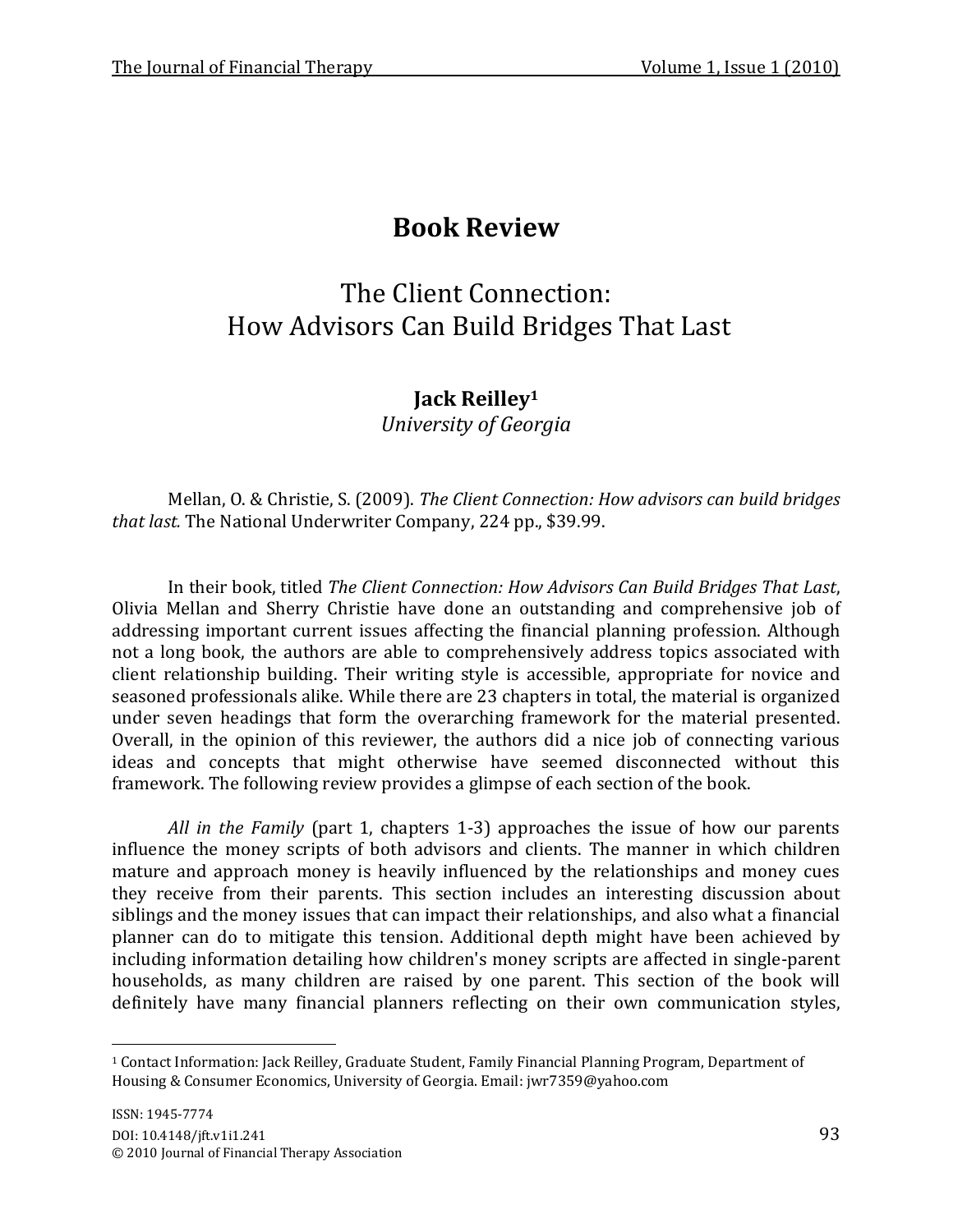# Book Review

## The Client Connection: How Advisors Can Build Bridges That Last

**Jack Reilley**[1]
*University of Georgia*

Mellan, O. & Christie, S. (2009). *The Client Connection: How advisors can build bridges that last.* The National Underwriter Company, 224 pp., $39.99.

In their book, titled *The Client Connection: How Advisors Can Build Bridges That Last*, Olivia Mellan and Sherry Christie have done an outstanding and comprehensive job of addressing important current issues affecting the financial planning profession. Although not a long book, the authors are able to comprehensively address topics associated with client relationship building. Their writing style is accessible, appropriate for novice and seasoned professionals alike. While there are 23 chapters in total, the material is organized under seven headings that form the overarching framework for the material presented. Overall, in the opinion of this reviewer, the authors did a nice job of connecting various ideas and concepts that might otherwise have seemed disconnected without this framework. The following review provides a glimpse of each section of the book.

*All in the Family* (part 1, chapters 1-3) approaches the issue of how our parents influence the money scripts of both advisors and clients. The manner in which children mature and approach money is heavily influenced by the relationships and money cues they receive from their parents. This section includes an interesting discussion about siblings and the money issues that can impact their relationships, and also what a financial planner can do to mitigate this tension. Additional depth might have been achieved by including information detailing how children's money scripts are affected in single-parent households, as many children are raised by one parent. This section of the book will definitely have many financial planners reflecting on their own communication styles,

[1] Contact Information: Jack Reilley, Graduate Student, Family Financial Planning Program, Department of Housing & Consumer Economics, University of Georgia. Email: jwr7359@yahoo.com

ISSN: 1945-7774
DOI: 10.4148/jft.v1i1.241
© 2010 Journal of Financial Therapy Association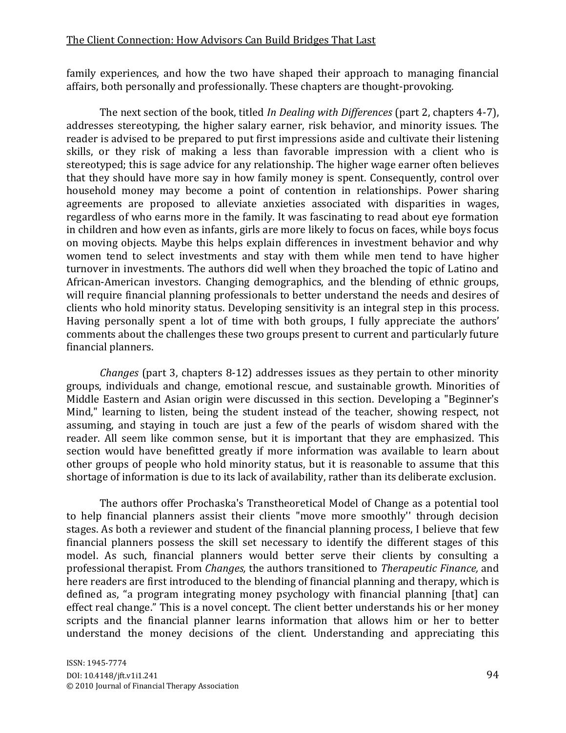family experiences, and how the two have shaped their approach to managing financial affairs, both personally and professionally. These chapters are thought-provoking.

The next section of the book, titled *In Dealing with Differences* (part 2, chapters 4-7), addresses stereotyping, the higher salary earner, risk behavior, and minority issues. The reader is advised to be prepared to put first impressions aside and cultivate their listening skills, or they risk of making a less than favorable impression with a client who is stereotyped; this is sage advice for any relationship. The higher wage earner often believes that they should have more say in how family money is spent. Consequently, control over household money may become a point of contention in relationships. Power sharing agreements are proposed to alleviate anxieties associated with disparities in wages, regardless of who earns more in the family. It was fascinating to read about eye formation in children and how even as infants, girls are more likely to focus on faces, while boys focus on moving objects. Maybe this helps explain differences in investment behavior and why women tend to select investments and stay with them while men tend to have higher turnover in investments. The authors did well when they broached the topic of Latino and African-American investors. Changing demographics, and the blending of ethnic groups, will require financial planning professionals to better understand the needs and desires of clients who hold minority status. Developing sensitivity is an integral step in this process. Having personally spent a lot of time with both groups, I fully appreciate the authors' comments about the challenges these two groups present to current and particularly future financial planners.

*Changes* (part 3, chapters 8-12) addresses issues as they pertain to other minority groups, individuals and change, emotional rescue, and sustainable growth. Minorities of Middle Eastern and Asian origin were discussed in this section. Developing a "Beginner's Mind," learning to listen, being the student instead of the teacher, showing respect, not assuming, and staying in touch are just a few of the pearls of wisdom shared with the reader. All seem like common sense, but it is important that they are emphasized. This section would have benefitted greatly if more information was available to learn about other groups of people who hold minority status, but it is reasonable to assume that this shortage of information is due to its lack of availability, rather than its deliberate exclusion.

The authors offer Prochaska's Transtheoretical Model of Change as a potential tool to help financial planners assist their clients "move more smoothly'' through decision stages. As both a reviewer and student of the financial planning process, I believe that few financial planners possess the skill set necessary to identify the different stages of this model. As such, financial planners would better serve their clients by consulting a professional therapist. From *Changes,* the authors transitioned to *Therapeutic Finance,* and here readers are first introduced to the blending of financial planning and therapy, which is defined as, "a program integrating money psychology with financial planning [that] can effect real change." This is a novel concept. The client better understands his or her money scripts and the financial planner learns information that allows him or her to better understand the money decisions of the client. Understanding and appreciating this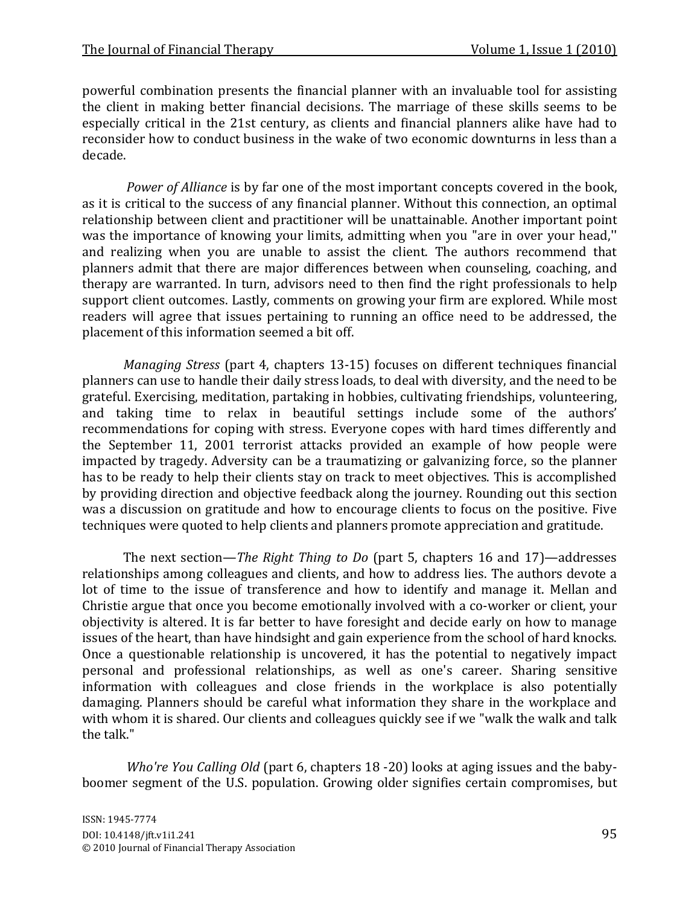powerful combination presents the financial planner with an invaluable tool for assisting the client in making better financial decisions. The marriage of these skills seems to be especially critical in the 21st century, as clients and financial planners alike have had to reconsider how to conduct business in the wake of two economic downturns in less than a decade.

*Power of Alliance* is by far one of the most important concepts covered in the book, as it is critical to the success of any financial planner. Without this connection, an optimal relationship between client and practitioner will be unattainable. Another important point was the importance of knowing your limits, admitting when you "are in over your head,'' and realizing when you are unable to assist the client. The authors recommend that planners admit that there are major differences between when counseling, coaching, and therapy are warranted. In turn, advisors need to then find the right professionals to help support client outcomes. Lastly, comments on growing your firm are explored. While most readers will agree that issues pertaining to running an office need to be addressed, the placement of this information seemed a bit off.

*Managing Stress* (part 4, chapters 13-15) focuses on different techniques financial planners can use to handle their daily stress loads, to deal with diversity, and the need to be grateful. Exercising, meditation, partaking in hobbies, cultivating friendships, volunteering, and taking time to relax in beautiful settings include some of the authors' recommendations for coping with stress. Everyone copes with hard times differently and the September 11, 2001 terrorist attacks provided an example of how people were impacted by tragedy. Adversity can be a traumatizing or galvanizing force, so the planner has to be ready to help their clients stay on track to meet objectives. This is accomplished by providing direction and objective feedback along the journey. Rounding out this section was a discussion on gratitude and how to encourage clients to focus on the positive. Five techniques were quoted to help clients and planners promote appreciation and gratitude.

The next section—*The Right Thing to Do* (part 5, chapters 16 and 17)—addresses relationships among colleagues and clients, and how to address lies. The authors devote a lot of time to the issue of transference and how to identify and manage it. Mellan and Christie argue that once you become emotionally involved with a co-worker or client, your objectivity is altered. It is far better to have foresight and decide early on how to manage issues of the heart, than have hindsight and gain experience from the school of hard knocks. Once a questionable relationship is uncovered, it has the potential to negatively impact personal and professional relationships, as well as one's career. Sharing sensitive information with colleagues and close friends in the workplace is also potentially damaging. Planners should be careful what information they share in the workplace and with whom it is shared. Our clients and colleagues quickly see if we "walk the walk and talk the talk."

*Who're You Calling Old* (part 6, chapters 18 -20) looks at aging issues and the baby-boomer segment of the U.S. population. Growing older signifies certain compromises, but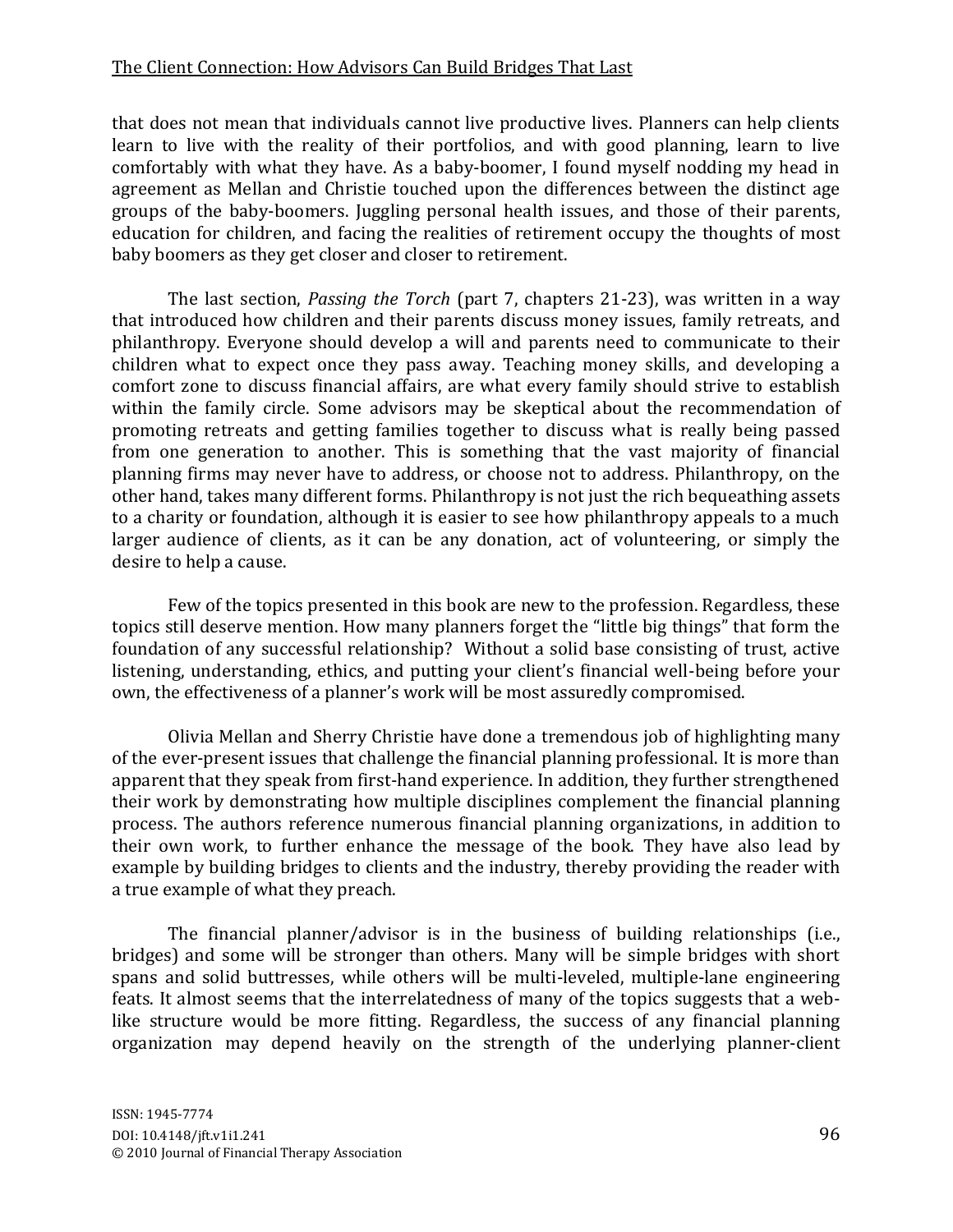that does not mean that individuals cannot live productive lives. Planners can help clients learn to live with the reality of their portfolios, and with good planning, learn to live comfortably with what they have. As a baby-boomer, I found myself nodding my head in agreement as Mellan and Christie touched upon the differences between the distinct age groups of the baby-boomers. Juggling personal health issues, and those of their parents, education for children, and facing the realities of retirement occupy the thoughts of most baby boomers as they get closer and closer to retirement.

The last section, *Passing the Torch* (part 7, chapters 21-23), was written in a way that introduced how children and their parents discuss money issues, family retreats, and philanthropy. Everyone should develop a will and parents need to communicate to their children what to expect once they pass away. Teaching money skills, and developing a comfort zone to discuss financial affairs, are what every family should strive to establish within the family circle. Some advisors may be skeptical about the recommendation of promoting retreats and getting families together to discuss what is really being passed from one generation to another. This is something that the vast majority of financial planning firms may never have to address, or choose not to address. Philanthropy, on the other hand, takes many different forms. Philanthropy is not just the rich bequeathing assets to a charity or foundation, although it is easier to see how philanthropy appeals to a much larger audience of clients, as it can be any donation, act of volunteering, or simply the desire to help a cause.

Few of the topics presented in this book are new to the profession. Regardless, these topics still deserve mention. How many planners forget the "little big things" that form the foundation of any successful relationship? Without a solid base consisting of trust, active listening, understanding, ethics, and putting your client's financial well-being before your own, the effectiveness of a planner's work will be most assuredly compromised.

Olivia Mellan and Sherry Christie have done a tremendous job of highlighting many of the ever-present issues that challenge the financial planning professional. It is more than apparent that they speak from first-hand experience. In addition, they further strengthened their work by demonstrating how multiple disciplines complement the financial planning process. The authors reference numerous financial planning organizations, in addition to their own work, to further enhance the message of the book. They have also lead by example by building bridges to clients and the industry, thereby providing the reader with a true example of what they preach.

The financial planner/advisor is in the business of building relationships (i.e., bridges) and some will be stronger than others. Many will be simple bridges with short spans and solid buttresses, while others will be multi-leveled, multiple-lane engineering feats. It almost seems that the interrelatedness of many of the topics suggests that a web-like structure would be more fitting. Regardless, the success of any financial planning organization may depend heavily on the strength of the underlying planner-client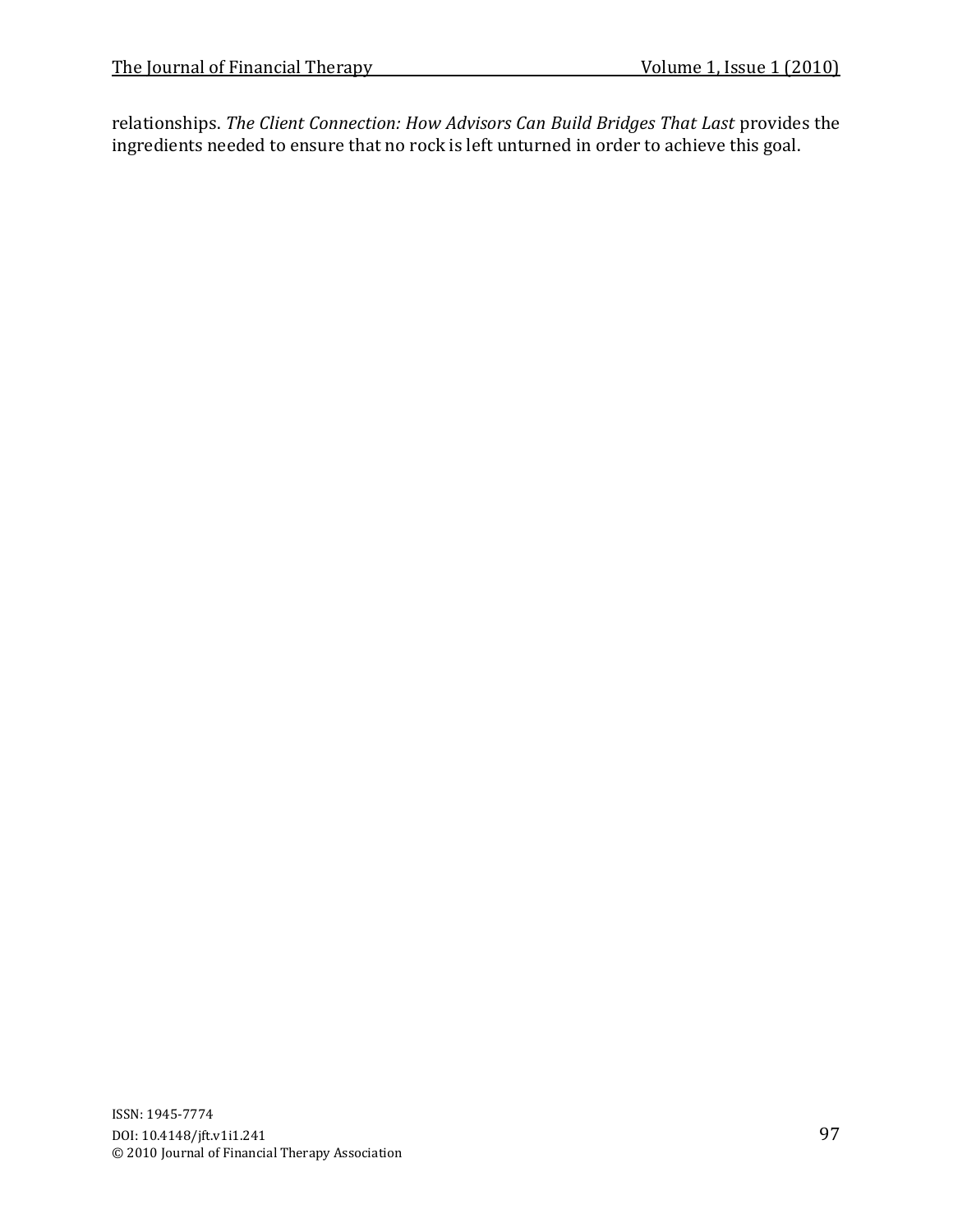relationships. *The Client Connection: How Advisors Can Build Bridges That Last* provides the ingredients needed to ensure that no rock is left unturned in order to achieve this goal.